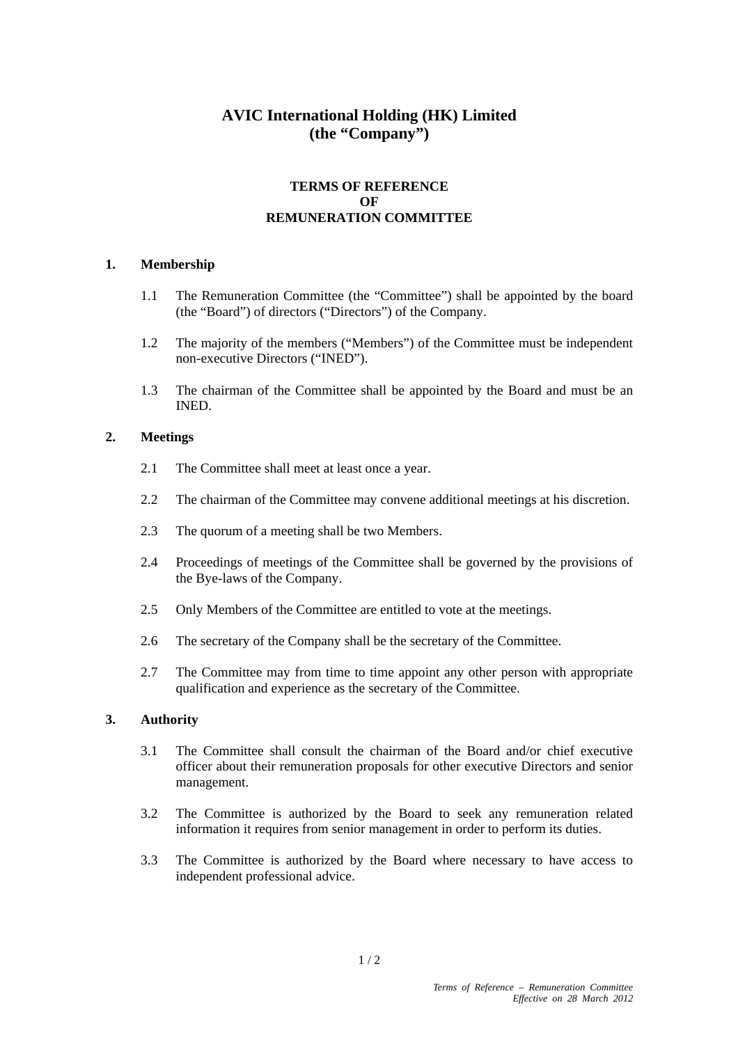# AVIC International Holding (HK) Limited
# (the "Company")

## TERMS OF REFERENCE
## OF
## REMUNERATION COMMITTEE

### 1. Membership

1.1 The Remuneration Committee (the "Committee") shall be appointed by the board (the "Board") of directors ("Directors") of the Company.

1.2 The majority of the members ("Members") of the Committee must be independent non-executive Directors ("INED").

1.3 The chairman of the Committee shall be appointed by the Board and must be an INED.

### 2. Meetings

2.1 The Committee shall meet at least once a year.

2.2 The chairman of the Committee may convene additional meetings at his discretion.

2.3 The quorum of a meeting shall be two Members.

2.4 Proceedings of meetings of the Committee shall be governed by the provisions of the Bye-laws of the Company.

2.5 Only Members of the Committee are entitled to vote at the meetings.

2.6 The secretary of the Company shall be the secretary of the Committee.

2.7 The Committee may from time to time appoint any other person with appropriate qualification and experience as the secretary of the Committee.

### 3. Authority

3.1 The Committee shall consult the chairman of the Board and/or chief executive officer about their remuneration proposals for other executive Directors and senior management.

3.2 The Committee is authorized by the Board to seek any remuneration related information it requires from senior management in order to perform its duties.

3.3 The Committee is authorized by the Board where necessary to have access to independent professional advice.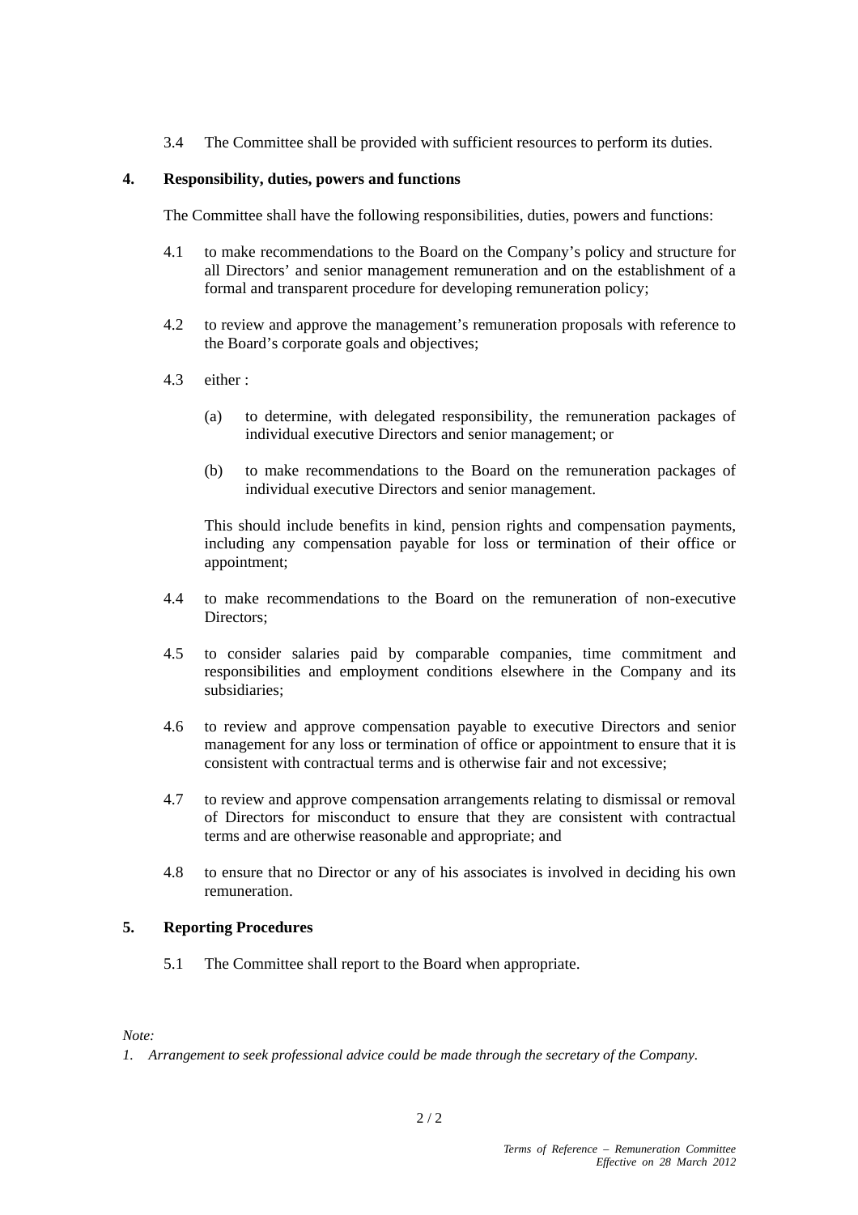3.4 The Committee shall be provided with sufficient resources to perform its duties.

## 4. Responsibility, duties, powers and functions

The Committee shall have the following responsibilities, duties, powers and functions:

4.1 to make recommendations to the Board on the Company's policy and structure for all Directors' and senior management remuneration and on the establishment of a formal and transparent procedure for developing remuneration policy;

4.2 to review and approve the management's remuneration proposals with reference to the Board's corporate goals and objectives;

4.3 either :

(a) to determine, with delegated responsibility, the remuneration packages of individual executive Directors and senior management; or

(b) to make recommendations to the Board on the remuneration packages of individual executive Directors and senior management.

This should include benefits in kind, pension rights and compensation payments, including any compensation payable for loss or termination of their office or appointment;

4.4 to make recommendations to the Board on the remuneration of non-executive Directors;

4.5 to consider salaries paid by comparable companies, time commitment and responsibilities and employment conditions elsewhere in the Company and its subsidiaries;

4.6 to review and approve compensation payable to executive Directors and senior management for any loss or termination of office or appointment to ensure that it is consistent with contractual terms and is otherwise fair and not excessive;

4.7 to review and approve compensation arrangements relating to dismissal or removal of Directors for misconduct to ensure that they are consistent with contractual terms and are otherwise reasonable and appropriate; and

4.8 to ensure that no Director or any of his associates is involved in deciding his own remuneration.

## 5. Reporting Procedures

5.1 The Committee shall report to the Board when appropriate.

*Note:*

1. *Arrangement to seek professional advice could be made through the secretary of the Company.*